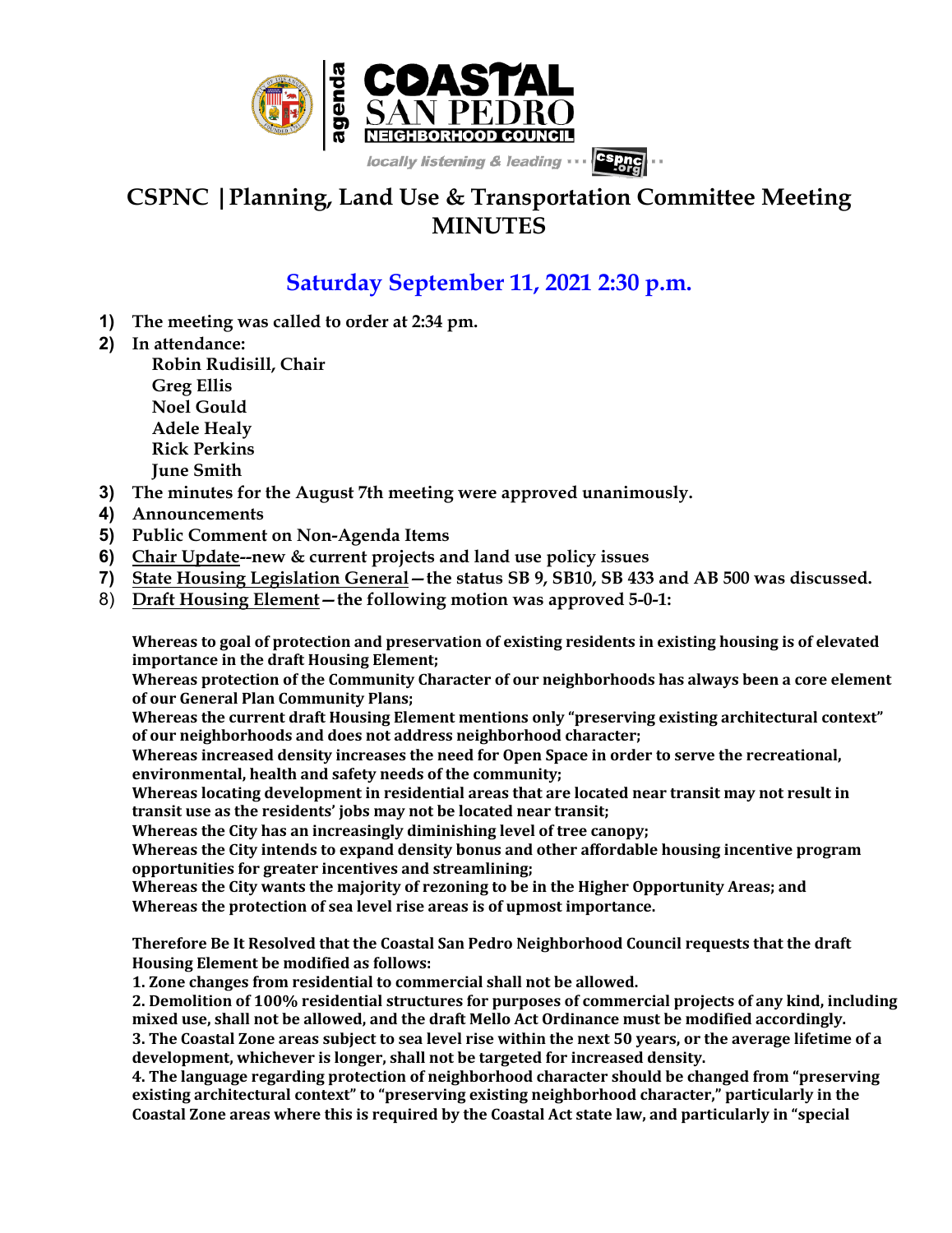# CSPNC | Planning, Land Use & Transportation Committee Meeting MINUTES

## Saturday September 11, 2021 2:30 p.m.

1) **The meeting was called to order at 2:34 pm.**
2) **In attendance:**
   **Robin Rudisill, Chair**
   **Greg Ellis**
   **Noel Gould**
   **Adele Healy**
   **Rick Perkins**
   **June Smith**
3) **The minutes for the August 7th meeting were approved unanimously.**
4) **Announcements**
5) **Public Comment on Non-Agenda Items**
6) **Chair Update--new & current projects and land use policy issues**
7) **State Housing Legislation General—the status SB 9, SB10, SB 433 and AB 500 was discussed.**
8) **Draft Housing Element—the following motion was approved 5-0-1:**

**Whereas to goal of protection and preservation of existing residents in existing housing is of elevated importance in the draft Housing Element;**
**Whereas protection of the Community Character of our neighborhoods has always been a core element of our General Plan Community Plans;**
**Whereas the current draft Housing Element mentions only "preserving existing architectural context" of our neighborhoods and does not address neighborhood character;**
**Whereas increased density increases the need for Open Space in order to serve the recreational, environmental, health and safety needs of the community;**
**Whereas locating development in residential areas that are located near transit may not result in transit use as the residents' jobs may not be located near transit;**
**Whereas the City has an increasingly diminishing level of tree canopy;**
**Whereas the City intends to expand density bonus and other affordable housing incentive program opportunities for greater incentives and streamlining;**
**Whereas the City wants the majority of rezoning to be in the Higher Opportunity Areas; and**
**Whereas the protection of sea level rise areas is of upmost importance.**

**Therefore Be It Resolved that the Coastal San Pedro Neighborhood Council requests that the draft Housing Element be modified as follows:**
**1. Zone changes from residential to commercial shall not be allowed.**
**2. Demolition of 100% residential structures for purposes of commercial projects of any kind, including mixed use, shall not be allowed, and the draft Mello Act Ordinance must be modified accordingly.**
**3. The Coastal Zone areas subject to sea level rise within the next 50 years, or the average lifetime of a development, whichever is longer, shall not be targeted for increased density.**
**4. The language regarding protection of neighborhood character should be changed from "preserving existing architectural context" to "preserving existing neighborhood character," particularly in the Coastal Zone areas where this is required by the Coastal Act state law, and particularly in "special**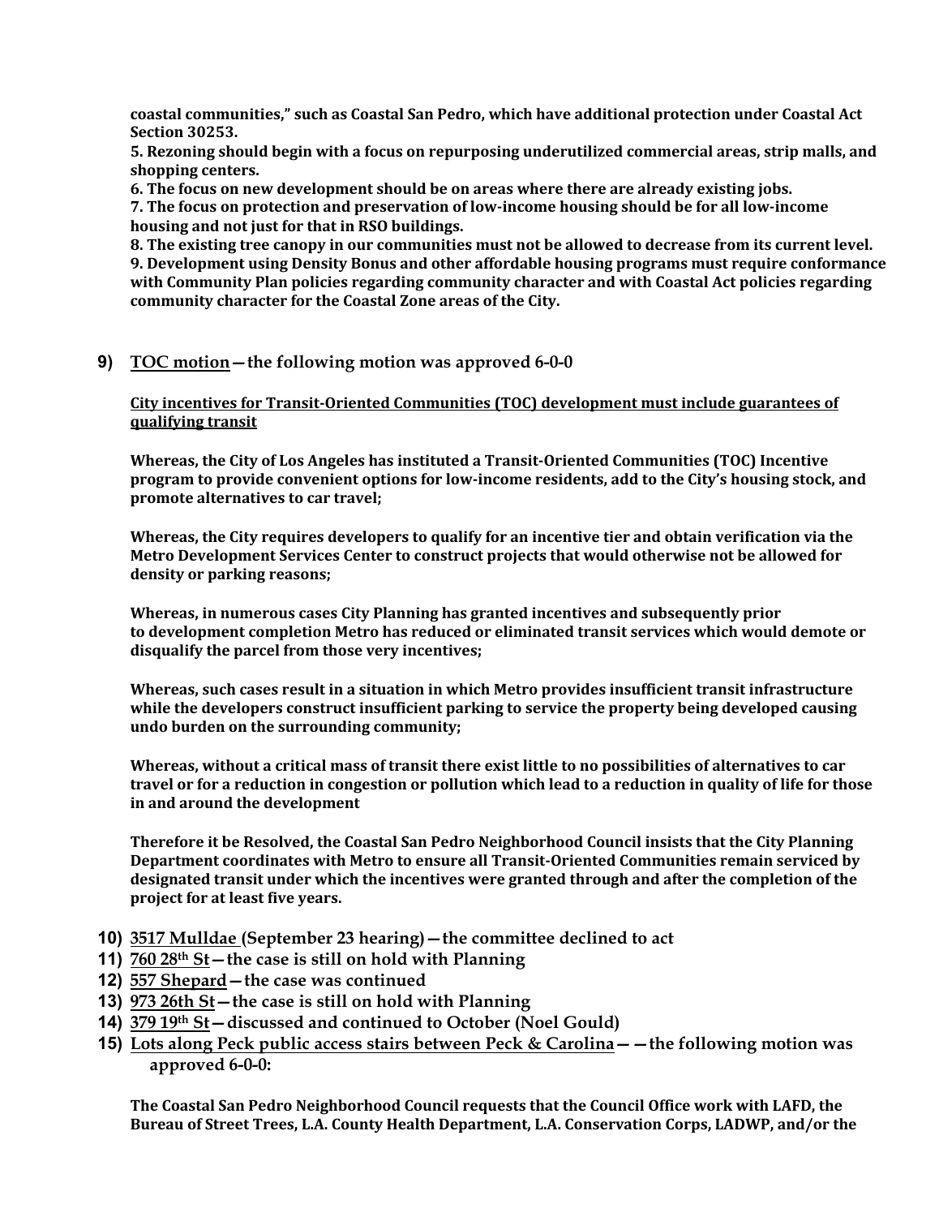**coastal communities," such as Coastal San Pedro, which have additional protection under Coastal Act Section 30253.**

**5. Rezoning should begin with a focus on repurposing underutilized commercial areas, strip malls, and shopping centers.**

**6. The focus on new development should be on areas where there are already existing jobs.**

**7. The focus on protection and preservation of low-income housing should be for all low-income housing and not just for that in RSO buildings.**

**8. The existing tree canopy in our communities must not be allowed to decrease from its current level.**

**9. Development using Density Bonus and other affordable housing programs must require conformance with Community Plan policies regarding community character and with Coastal Act policies regarding community character for the Coastal Zone areas of the City.**

**9)** **TOC motion—the following motion was approved 6-0-0**

**City incentives for Transit-Oriented Communities (TOC) development must include guarantees of qualifying transit**

**Whereas, the City of Los Angeles has instituted a Transit-Oriented Communities (TOC) Incentive program to provide convenient options for low-income residents, add to the City's housing stock, and promote alternatives to car travel;**

**Whereas, the City requires developers to qualify for an incentive tier and obtain verification via the Metro Development Services Center to construct projects that would otherwise not be allowed for density or parking reasons;**

**Whereas, in numerous cases City Planning has granted incentives and subsequently prior to development completion Metro has reduced or eliminated transit services which would demote or disqualify the parcel from those very incentives;**

**Whereas, such cases result in a situation in which Metro provides insufficient transit infrastructure while the developers construct insufficient parking to service the property being developed causing undo burden on the surrounding community;**

**Whereas, without a critical mass of transit there exist little to no possibilities of alternatives to car travel or for a reduction in congestion or pollution which lead to a reduction in quality of life for those in and around the development**

**Therefore it be Resolved, the Coastal San Pedro Neighborhood Council insists that the City Planning Department coordinates with Metro to ensure all Transit-Oriented Communities remain serviced by designated transit under which the incentives were granted through and after the completion of the project for at least five years.**

**10)** **3517 Mulldae (September 23 hearing)—the committee declined to act**

**11)** **760 28th St—the case is still on hold with Planning**

**12)** **557 Shepard—the case was continued**

**13)** **973 26th St—the case is still on hold with Planning**

**14)** **379 19th St—discussed and continued to October (Noel Gould)**

**15)** **Lots along Peck public access stairs between Peck & Carolina——the following motion was approved 6-0-0:**

**The Coastal San Pedro Neighborhood Council requests that the Council Office work with LAFD, the Bureau of Street Trees, L.A. County Health Department, L.A. Conservation Corps, LADWP, and/or the**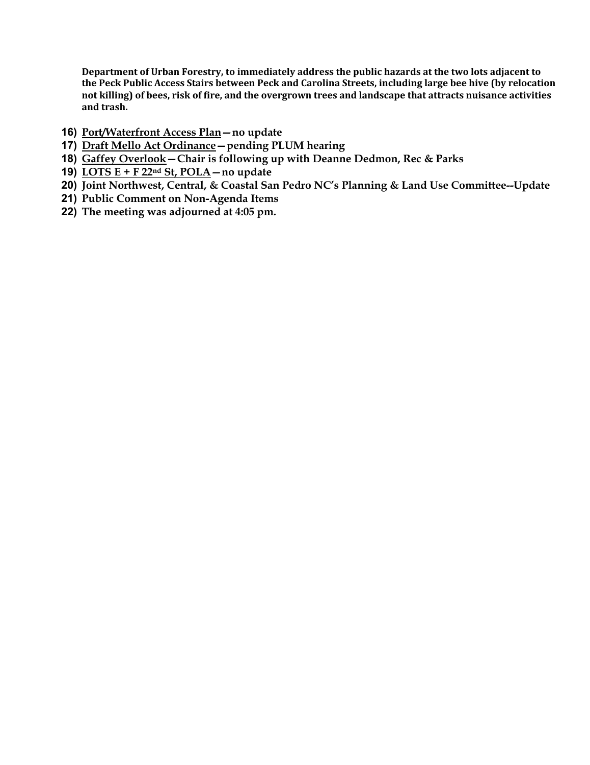**Department of Urban Forestry, to immediately address the public hazards at the two lots adjacent to the Peck Public Access Stairs between Peck and Carolina Streets, including large bee hive (by relocation not killing) of bees, risk of fire, and the overgrown trees and landscape that attracts nuisance activities and trash.**

16) **<u>Port/Waterfront Access Plan</u>—no update**
17) **<u>Draft Mello Act Ordinance</u>—pending PLUM hearing**
18) **<u>Gaffey Overlook</u>—Chair is following up with Deanne Dedmon, Rec & Parks**
19) **<u>LOTS E + F 22nd St, POLA</u>—no update**
20) **Joint Northwest, Central, & Coastal San Pedro NC's Planning & Land Use Committee--Update**
21) **Public Comment on Non-Agenda Items**
22) **The meeting was adjourned at 4:05 pm.**